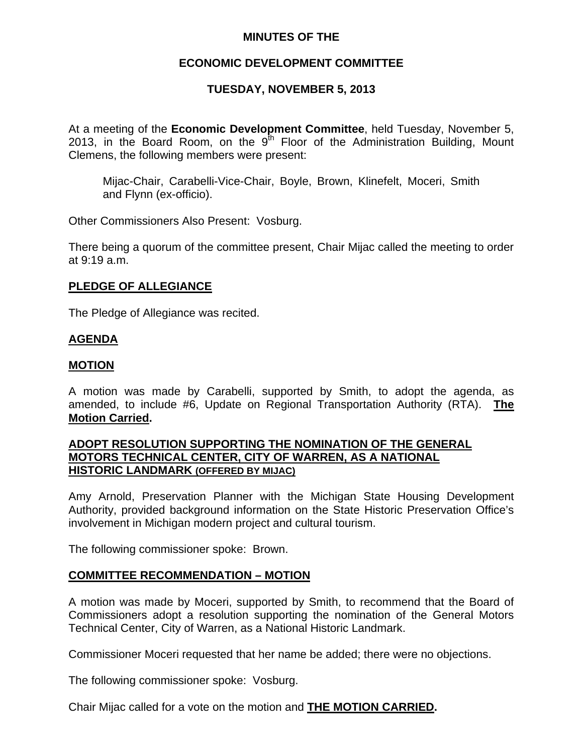# MINUTES OF THE

# ECONOMIC DEVELOPMENT COMMITTEE

# TUESDAY, NOVEMBER 5, 2013

At a meeting of the **Economic Development Committee**, held Tuesday, November 5, 2013, in the Board Room, on the 9th Floor of the Administration Building, Mount Clemens, the following members were present:

Mijac-Chair, Carabelli-Vice-Chair, Boyle, Brown, Klinefelt, Moceri, Smith and Flynn (ex-officio).

Other Commissioners Also Present: Vosburg.

There being a quorum of the committee present, Chair Mijac called the meeting to order at 9:19 a.m.

## PLEDGE OF ALLEGIANCE

The Pledge of Allegiance was recited.

## AGENDA

## MOTION

A motion was made by Carabelli, supported by Smith, to adopt the agenda, as amended, to include #6, Update on Regional Transportation Authority (RTA). **The Motion Carried.**

## ADOPT RESOLUTION SUPPORTING THE NOMINATION OF THE GENERAL MOTORS TECHNICAL CENTER, CITY OF WARREN, AS A NATIONAL HISTORIC LANDMARK (OFFERED BY MIJAC)

Amy Arnold, Preservation Planner with the Michigan State Housing Development Authority, provided background information on the State Historic Preservation Office's involvement in Michigan modern project and cultural tourism.

The following commissioner spoke: Brown.

## COMMITTEE RECOMMENDATION – MOTION

A motion was made by Moceri, supported by Smith, to recommend that the Board of Commissioners adopt a resolution supporting the nomination of the General Motors Technical Center, City of Warren, as a National Historic Landmark.

Commissioner Moceri requested that her name be added; there were no objections.

The following commissioner spoke: Vosburg.

Chair Mijac called for a vote on the motion and **THE MOTION CARRIED.**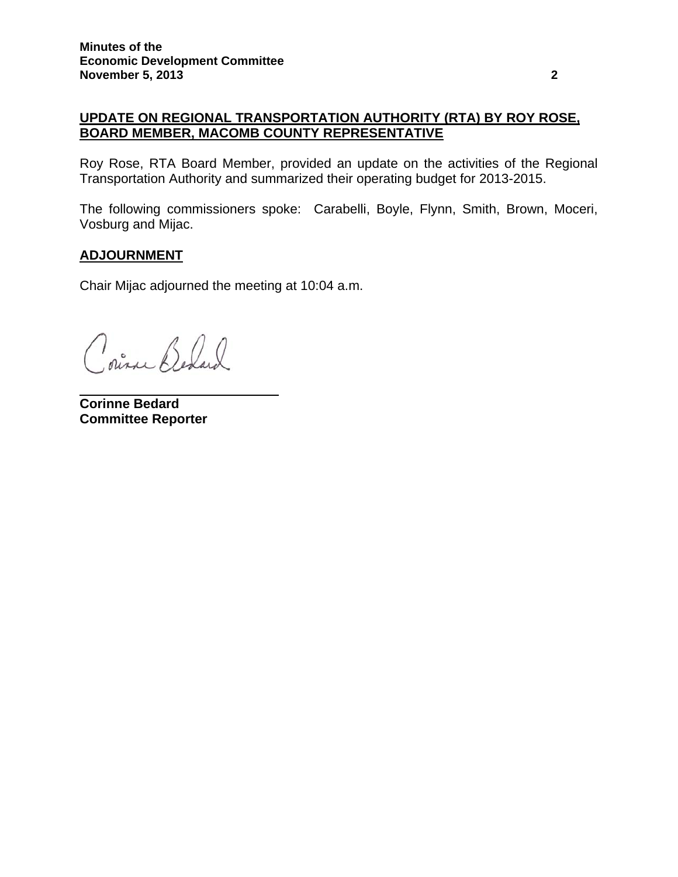## UPDATE ON REGIONAL TRANSPORTATION AUTHORITY (RTA) BY ROY ROSE, BOARD MEMBER, MACOMB COUNTY REPRESENTATIVE

Roy Rose, RTA Board Member, provided an update on the activities of the Regional Transportation Authority and summarized their operating budget for 2013-2015.

The following commissioners spoke: Carabelli, Boyle, Flynn, Smith, Brown, Moceri, Vosburg and Mijac.

## ADJOURNMENT

Chair Mijac adjourned the meeting at 10:04 a.m.

**Corinne Bedard**
**Committee Reporter**